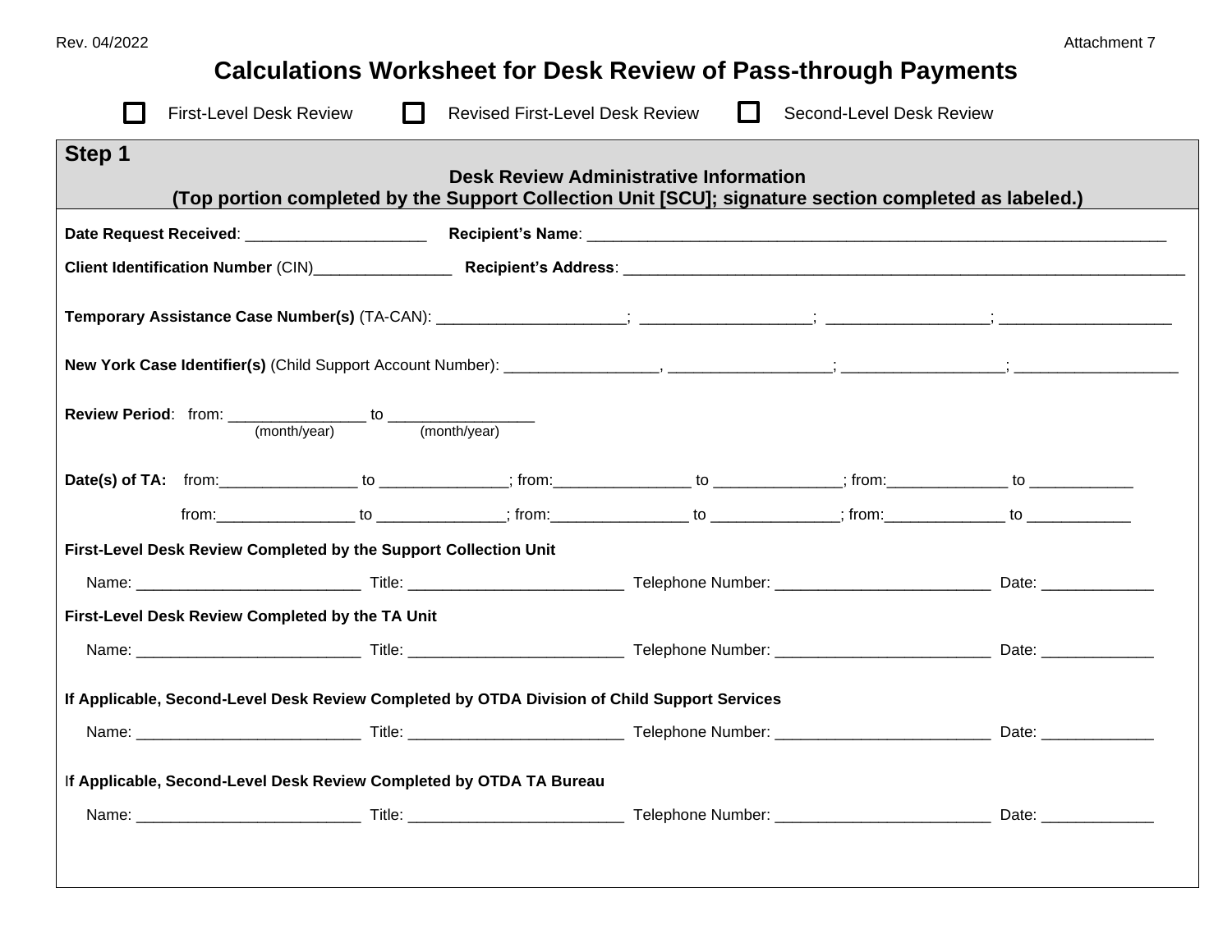Rev. 04/2022

Attachment 7

# Calculations Worksheet for Desk Review of Pass-through Payments

☐ First-Level Desk Review ☐ Revised First-Level Desk Review ☐ Second-Level Desk Review

## Step 1

### Desk Review Administrative Information

**(Top portion completed by the Support Collection Unit [SCU]; signature section completed as labeled.)**

**Date Request Received**: ____________________ **Recipient's Name**: ____________________________________________________________________

**Client Identification Number** (CIN)________________ **Recipient's Address**: ____________________________________________________________________

**Temporary Assistance Case Number(s)** (TA-CAN): ______________________; ____________________; ___________________; ____________________

**New York Case Identifier(s)** (Child Support Account Number): __________________, ___________________; ___________________; ___________________

**Review Period**: from: ________________ to _________________
(month/year) (month/year)

**Date(s) of TA:** from:________________ to _______________; from:________________ to _______________; from:______________ to ____________

from:________________ to _______________; from:________________ to _______________; from:______________ to ____________

**First-Level Desk Review Completed by the Support Collection Unit**

Name: __________________________ Title: _________________________ Telephone Number: _________________________ Date: _____________

**First-Level Desk Review Completed by the TA Unit**

Name: __________________________ Title: _________________________ Telephone Number: _________________________ Date: _____________

**If Applicable, Second-Level Desk Review Completed by OTDA Division of Child Support Services**

Name: __________________________ Title: _________________________ Telephone Number: _________________________ Date: _____________

**If Applicable, Second-Level Desk Review Completed by OTDA TA Bureau**

Name: __________________________ Title: _________________________ Telephone Number: _________________________ Date: _____________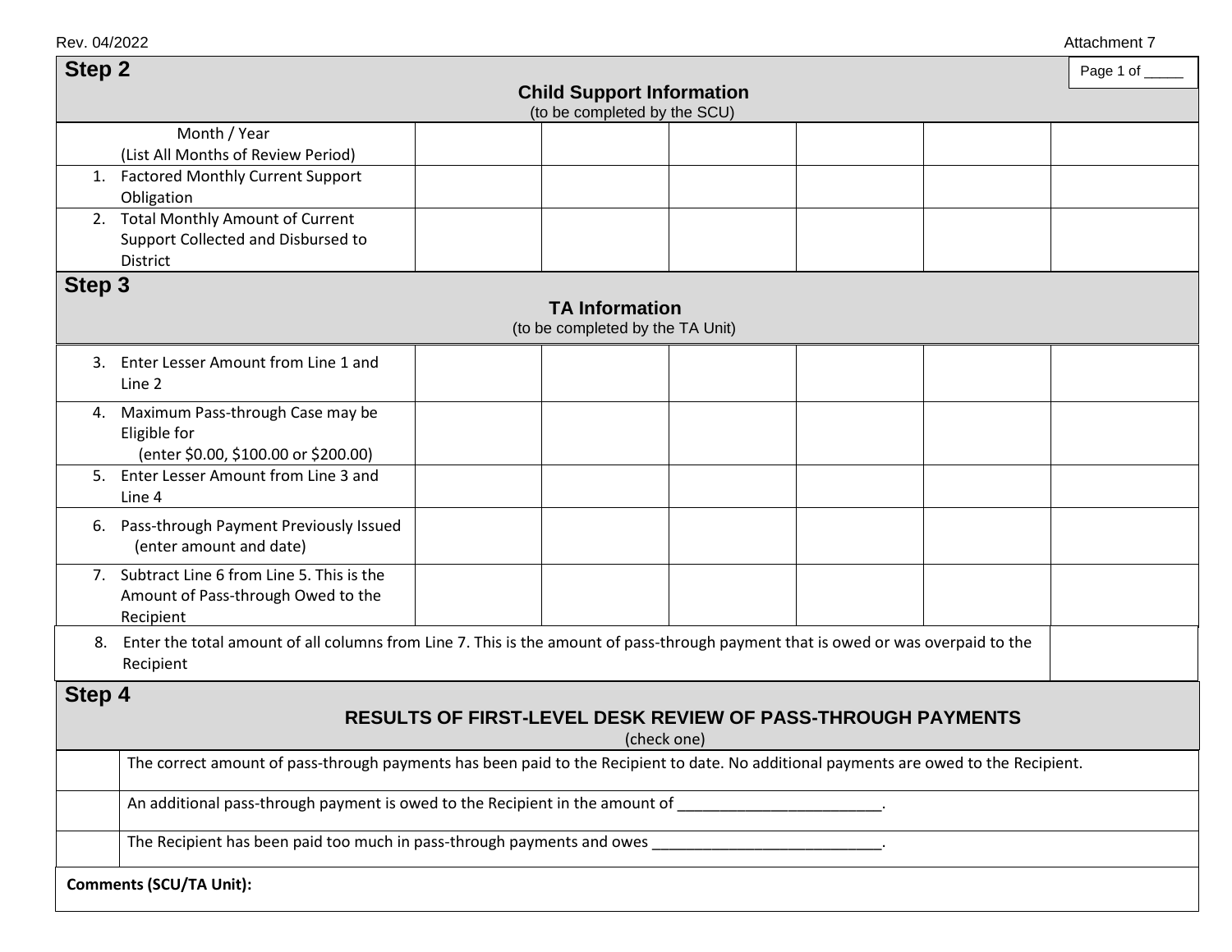Rev. 04/2022

Attachment 7

## Step 2

Page 1 of _____

### Child Support Information

(to be completed by the SCU)

| Month / Year (List All Months of Review Period) | | | | | | |
|---|---|---|---|---|---|---|
| 1. Factored Monthly Current Support Obligation | | | | | | |
| 2. Total Monthly Amount of Current Support Collected and Disbursed to District | | | | | | |

## Step 3

### TA Information

(to be completed by the TA Unit)

| | | | | | | |
|---|---|---|---|---|---|---|
| 3. Enter Lesser Amount from Line 1 and Line 2 | | | | | | |
| 4. Maximum Pass-through Case may be Eligible for (enter $0.00, $100.00 or $200.00) | | | | | | |
| 5. Enter Lesser Amount from Line 3 and Line 4 | | | | | | |
| 6. Pass-through Payment Previously Issued (enter amount and date) | | | | | | |
| 7. Subtract Line 6 from Line 5. This is the Amount of Pass-through Owed to the Recipient | | | | | | |

| | |
|---|---|
| 8. Enter the total amount of all columns from Line 7. This is the amount of pass-through payment that is owed or was overpaid to the Recipient | |

## Step 4

### RESULTS OF FIRST-LEVEL DESK REVIEW OF PASS-THROUGH PAYMENTS

(check one)

| | |
|---|---|
| | The correct amount of pass-through payments has been paid to the Recipient to date. No additional payments are owed to the Recipient. |
| | An additional pass-through payment is owed to the Recipient in the amount of _________________________. |
| | The Recipient has been paid too much in pass-through payments and owes ____________________________. |

**Comments (SCU/TA Unit):**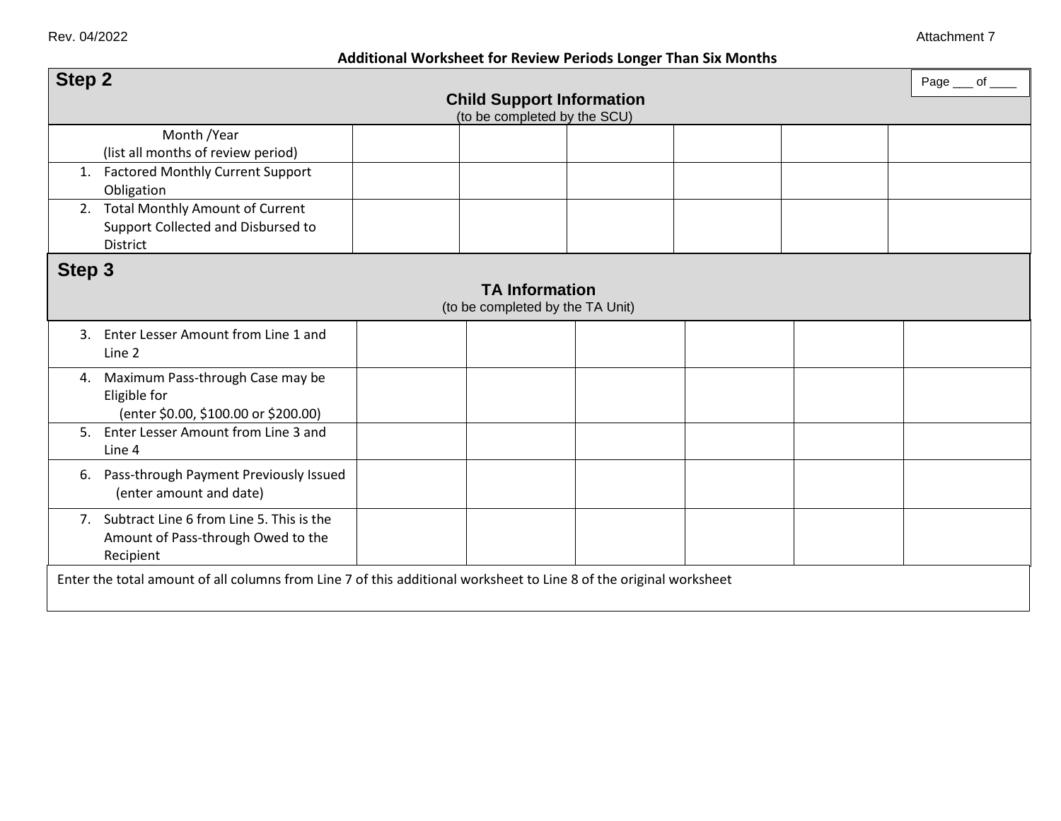Rev. 04/2022

Attachment 7

**Additional Worksheet for Review Periods Longer Than Six Months**

Page ___ of ____

## Step 2

### Child Support Information
(to be completed by the SCU)

| Month /Year (list all months of review period) | | | | | | |
|---|---|---|---|---|---|---|
| 1. Factored Monthly Current Support Obligation | | | | | | |
| 2. Total Monthly Amount of Current Support Collected and Disbursed to District | | | | | | |

## Step 3

### TA Information
(to be completed by the TA Unit)

| | | | | | | |
|---|---|---|---|---|---|---|
| 3. Enter Lesser Amount from Line 1 and Line 2 | | | | | | |
| 4. Maximum Pass-through Case may be Eligible for (enter $0.00, $100.00 or $200.00) | | | | | | |
| 5. Enter Lesser Amount from Line 3 and Line 4 | | | | | | |
| 6. Pass-through Payment Previously Issued (enter amount and date) | | | | | | |
| 7. Subtract Line 6 from Line 5. This is the Amount of Pass-through Owed to the Recipient | | | | | | |

Enter the total amount of all columns from Line 7 of this additional worksheet to Line 8 of the original worksheet